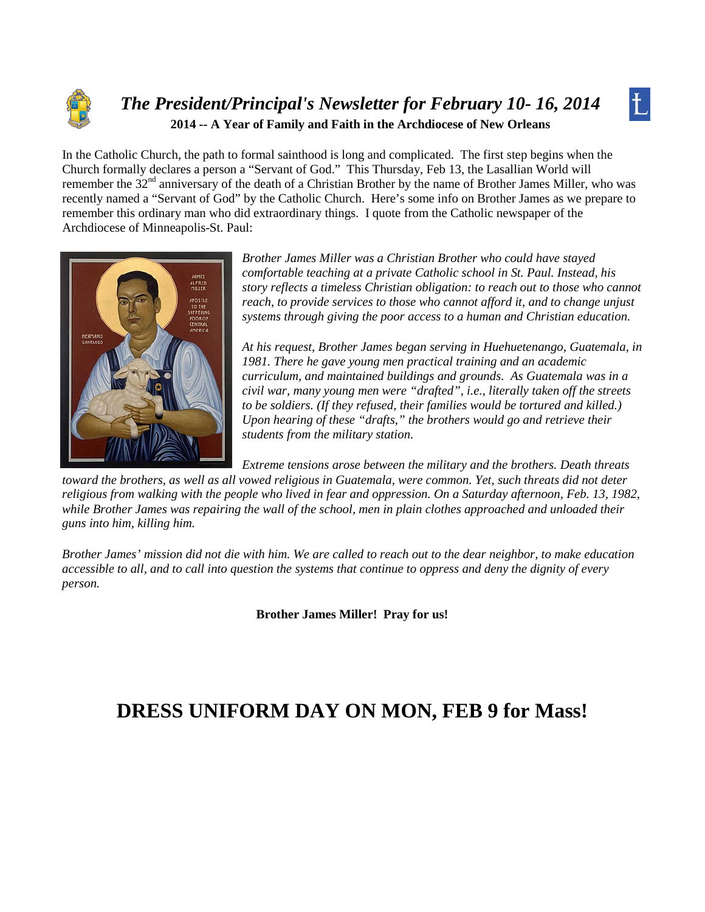# *The President/Principal's Newsletter for February 10- 16, 2014*

**2014 -- A Year of Family and Faith in the Archdiocese of New Orleans**

In the Catholic Church, the path to formal sainthood is long and complicated. The first step begins when the Church formally declares a person a "Servant of God." This Thursday, Feb 13, the Lasallian World will remember the 32nd anniversary of the death of a Christian Brother by the name of Brother James Miller, who was recently named a "Servant of God" by the Catholic Church. Here's some info on Brother James as we prepare to remember this ordinary man who did extraordinary things. I quote from the Catholic newspaper of the Archdiocese of Minneapolis-St. Paul:

*Brother James Miller was a Christian Brother who could have stayed comfortable teaching at a private Catholic school in St. Paul. Instead, his story reflects a timeless Christian obligation: to reach out to those who cannot reach, to provide services to those who cannot afford it, and to change unjust systems through giving the poor access to a human and Christian education.*

*At his request, Brother James began serving in Huehuetenango, Guatemala, in 1981. There he gave young men practical training and an academic curriculum, and maintained buildings and grounds. As Guatemala was in a civil war, many young men were "drafted", i.e., literally taken off the streets to be soldiers. (If they refused, their families would be tortured and killed.) Upon hearing of these "drafts," the brothers would go and retrieve their students from the military station.*

*Extreme tensions arose between the military and the brothers. Death threats toward the brothers, as well as all vowed religious in Guatemala, were common. Yet, such threats did not deter religious from walking with the people who lived in fear and oppression. On a Saturday afternoon, Feb. 13, 1982, while Brother James was repairing the wall of the school, men in plain clothes approached and unloaded their guns into him, killing him.*

*Brother James' mission did not die with him. We are called to reach out to the dear neighbor, to make education accessible to all, and to call into question the systems that continue to oppress and deny the dignity of every person.*

**Brother James Miller! Pray for us!**

# DRESS UNIFORM DAY ON MON, FEB 9 for Mass!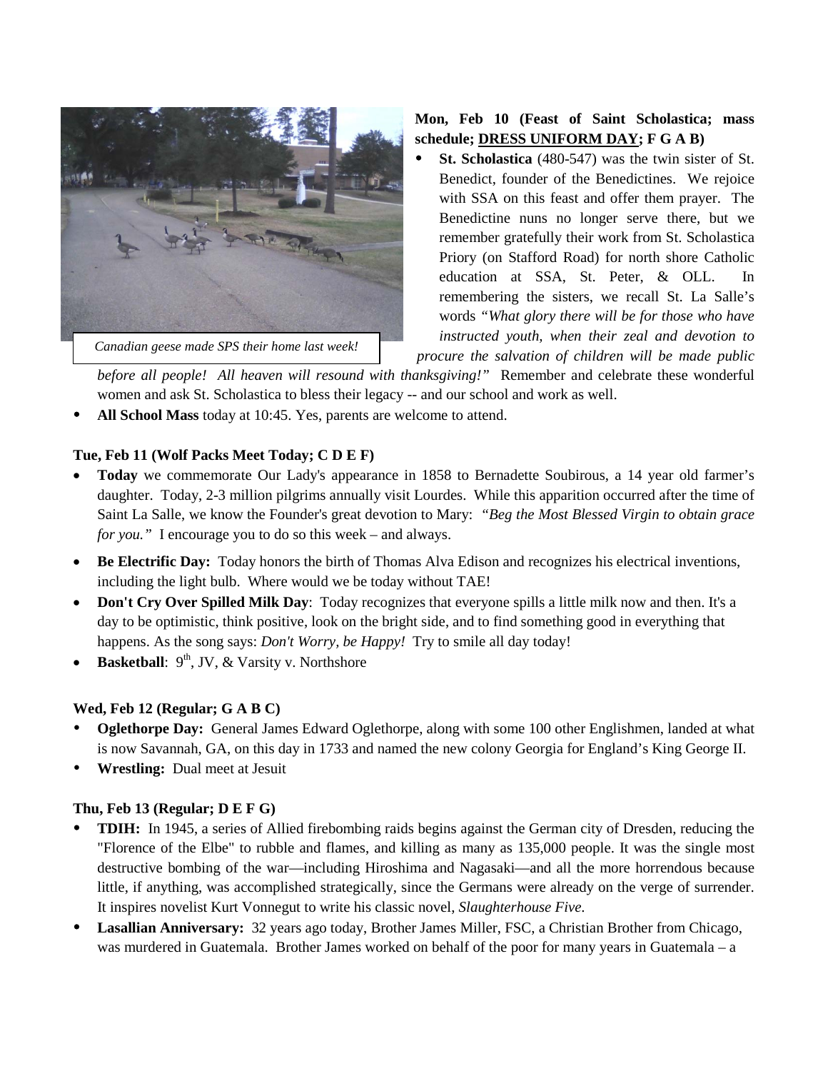Canadian geese made SPS their home last week!

**Mon, Feb 10 (Feast of Saint Scholastica; mass schedule; <u>DRESS UNIFORM DAY</u>; F G A B)**

- **St. Scholastica** (480-547) was the twin sister of St. Benedict, founder of the Benedictines. We rejoice with SSA on this feast and offer them prayer. The Benedictine nuns no longer serve there, but we remember gratefully their work from St. Scholastica Priory (on Stafford Road) for north shore Catholic education at SSA, St. Peter, & OLL. In remembering the sisters, we recall St. La Salle's words *"What glory there will be for those who have instructed youth, when their zeal and devotion to procure the salvation of children will be made public before all people! All heaven will resound with thanksgiving!"* Remember and celebrate these wonderful women and ask St. Scholastica to bless their legacy -- and our school and work as well.
- **All School Mass** today at 10:45. Yes, parents are welcome to attend.

**Tue, Feb 11 (Wolf Packs Meet Today; C D E F)**

- **Today** we commemorate Our Lady's appearance in 1858 to Bernadette Soubirous, a 14 year old farmer's daughter. Today, 2-3 million pilgrims annually visit Lourdes. While this apparition occurred after the time of Saint La Salle, we know the Founder's great devotion to Mary: *"Beg the Most Blessed Virgin to obtain grace for you."* I encourage you to do so this week – and always.
- **Be Electrific Day:** Today honors the birth of Thomas Alva Edison and recognizes his electrical inventions, including the light bulb. Where would we be today without TAE!
- **Don't Cry Over Spilled Milk Day**: Today recognizes that everyone spills a little milk now and then. It's a day to be optimistic, think positive, look on the bright side, and to find something good in everything that happens. As the song says: *Don't Worry, be Happy!* Try to smile all day today!
- **Basketball**: 9th, JV, & Varsity v. Northshore

**Wed, Feb 12 (Regular; G A B C)**

- **Oglethorpe Day:** General James Edward Oglethorpe, along with some 100 other Englishmen, landed at what is now Savannah, GA, on this day in 1733 and named the new colony Georgia for England's King George II.
- **Wrestling:** Dual meet at Jesuit

**Thu, Feb 13 (Regular; D E F G)**

- **TDIH:** In 1945, a series of Allied firebombing raids begins against the German city of Dresden, reducing the "Florence of the Elbe" to rubble and flames, and killing as many as 135,000 people. It was the single most destructive bombing of the war—including Hiroshima and Nagasaki—and all the more horrendous because little, if anything, was accomplished strategically, since the Germans were already on the verge of surrender. It inspires novelist Kurt Vonnegut to write his classic novel, *Slaughterhouse Five.*
- **Lasallian Anniversary:** 32 years ago today, Brother James Miller, FSC, a Christian Brother from Chicago, was murdered in Guatemala. Brother James worked on behalf of the poor for many years in Guatemala – a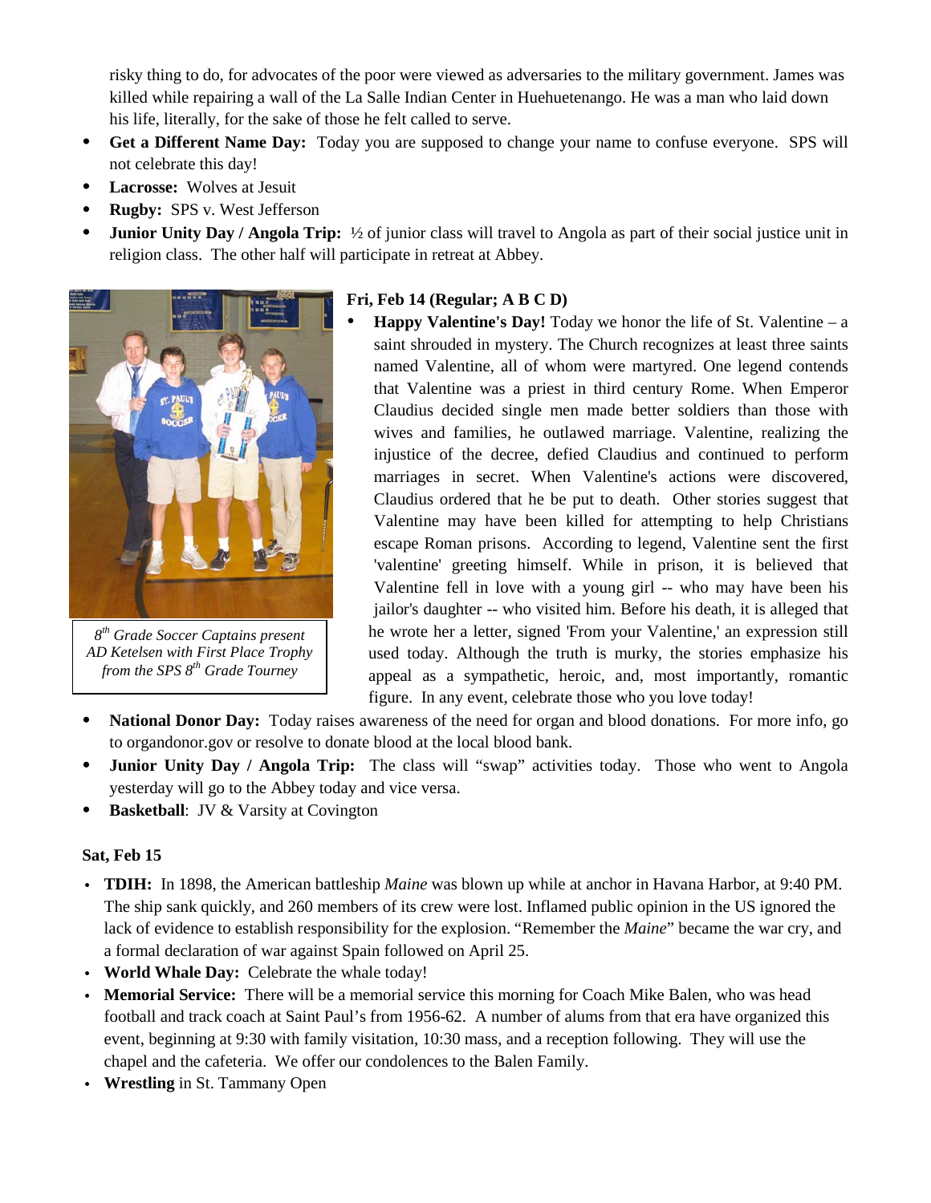risky thing to do, for advocates of the poor were viewed as adversaries to the military government. James was killed while repairing a wall of the La Salle Indian Center in Huehuetenango. He was a man who laid down his life, literally, for the sake of those he felt called to serve.

- **Get a Different Name Day:** Today you are supposed to change your name to confuse everyone. SPS will not celebrate this day!
- **Lacrosse:** Wolves at Jesuit
- **Rugby:** SPS v. West Jefferson
- **Junior Unity Day / Angola Trip:** ½ of junior class will travel to Angola as part of their social justice unit in religion class. The other half will participate in retreat at Abbey.

*8th Grade Soccer Captains present AD Ketelsen with First Place Trophy from the SPS 8th Grade Tourney*

**Fri, Feb 14 (Regular; A B C D)**

- **Happy Valentine's Day!** Today we honor the life of St. Valentine – a saint shrouded in mystery. The Church recognizes at least three saints named Valentine, all of whom were martyred. One legend contends that Valentine was a priest in third century Rome. When Emperor Claudius decided single men made better soldiers than those with wives and families, he outlawed marriage. Valentine, realizing the injustice of the decree, defied Claudius and continued to perform marriages in secret. When Valentine's actions were discovered, Claudius ordered that he be put to death. Other stories suggest that Valentine may have been killed for attempting to help Christians escape Roman prisons. According to legend, Valentine sent the first 'valentine' greeting himself. While in prison, it is believed that Valentine fell in love with a young girl -- who may have been his jailor's daughter -- who visited him. Before his death, it is alleged that he wrote her a letter, signed 'From your Valentine,' an expression still used today. Although the truth is murky, the stories emphasize his appeal as a sympathetic, heroic, and, most importantly, romantic figure. In any event, celebrate those who you love today!
- **National Donor Day:** Today raises awareness of the need for organ and blood donations. For more info, go to organdonor.gov or resolve to donate blood at the local blood bank.
- **Junior Unity Day / Angola Trip:** The class will "swap" activities today. Those who went to Angola yesterday will go to the Abbey today and vice versa.
- **Basketball**: JV & Varsity at Covington

**Sat, Feb 15**

- **TDIH:** In 1898, the American battleship *Maine* was blown up while at anchor in Havana Harbor, at 9:40 PM. The ship sank quickly, and 260 members of its crew were lost. Inflamed public opinion in the US ignored the lack of evidence to establish responsibility for the explosion. "Remember the *Maine*" became the war cry, and a formal declaration of war against Spain followed on April 25.
- **World Whale Day:** Celebrate the whale today!
- **Memorial Service:** There will be a memorial service this morning for Coach Mike Balen, who was head football and track coach at Saint Paul's from 1956-62. A number of alums from that era have organized this event, beginning at 9:30 with family visitation, 10:30 mass, and a reception following. They will use the chapel and the cafeteria. We offer our condolences to the Balen Family.
- **Wrestling** in St. Tammany Open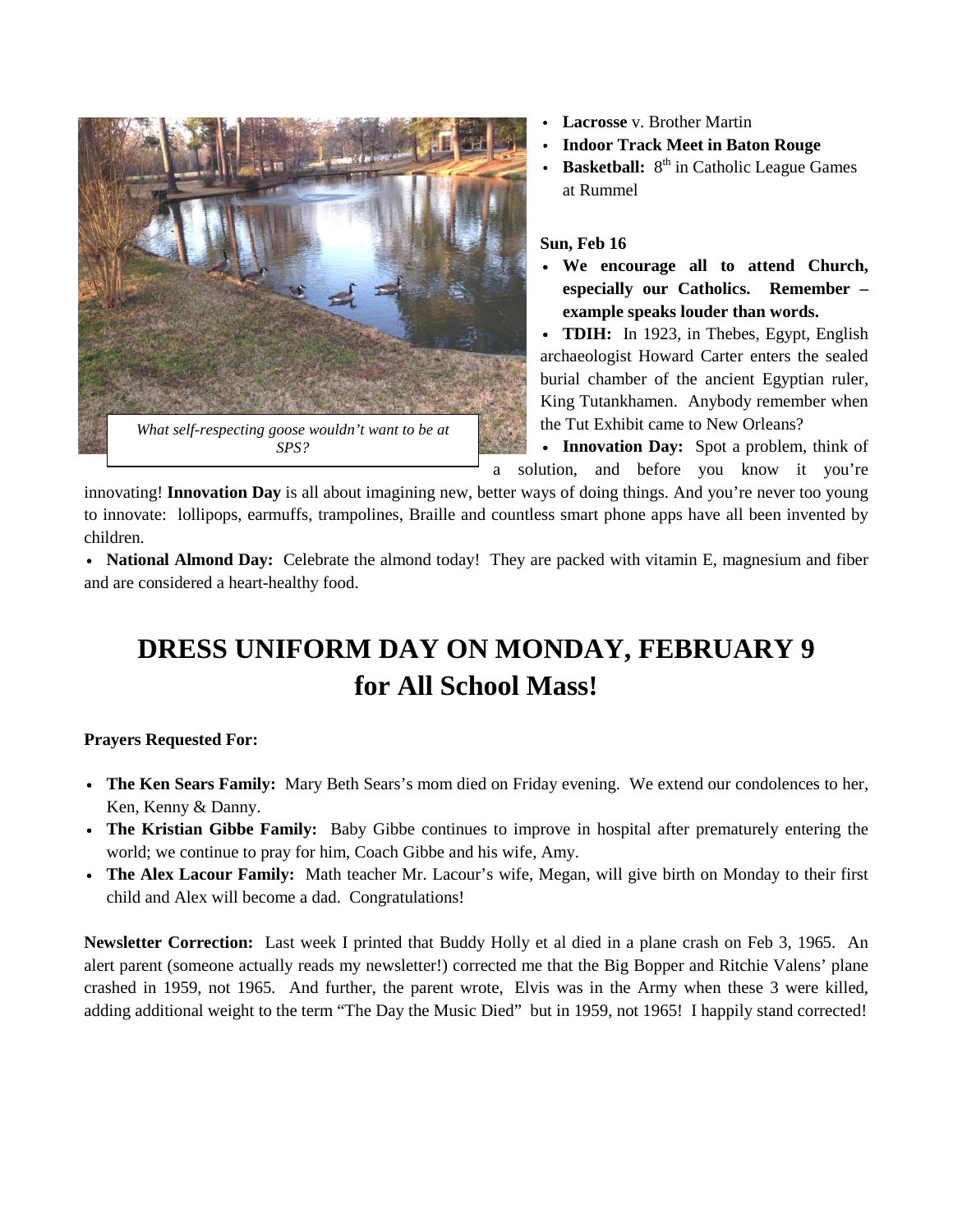*What self-respecting goose wouldn't want to be at SPS?*

- **Lacrosse** v. Brother Martin
- **Indoor Track Meet in Baton Rouge**
- **Basketball:** 8th in Catholic League Games at Rummel

**Sun, Feb 16**

- **We encourage all to attend Church, especially our Catholics. Remember – example speaks louder than words.**
- **TDIH:** In 1923, in Thebes, Egypt, English archaeologist Howard Carter enters the sealed burial chamber of the ancient Egyptian ruler, King Tutankhamen. Anybody remember when the Tut Exhibit came to New Orleans?
- **Innovation Day:** Spot a problem, think of a solution, and before you know it you're innovating! **Innovation Day** is all about imagining new, better ways of doing things. And you're never too young to innovate: lollipops, earmuffs, trampolines, Braille and countless smart phone apps have all been invented by children.
- **National Almond Day:** Celebrate the almond today! They are packed with vitamin E, magnesium and fiber and are considered a heart-healthy food.

# DRESS UNIFORM DAY ON MONDAY, FEBRUARY 9 for All School Mass!

**Prayers Requested For:**

- **The Ken Sears Family:** Mary Beth Sears's mom died on Friday evening. We extend our condolences to her, Ken, Kenny & Danny.
- **The Kristian Gibbe Family:** Baby Gibbe continues to improve in hospital after prematurely entering the world; we continue to pray for him, Coach Gibbe and his wife, Amy.
- **The Alex Lacour Family:** Math teacher Mr. Lacour's wife, Megan, will give birth on Monday to their first child and Alex will become a dad. Congratulations!

**Newsletter Correction:** Last week I printed that Buddy Holly et al died in a plane crash on Feb 3, 1965. An alert parent (someone actually reads my newsletter!) corrected me that the Big Bopper and Ritchie Valens' plane crashed in 1959, not 1965. And further, the parent wrote, Elvis was in the Army when these 3 were killed, adding additional weight to the term "The Day the Music Died" but in 1959, not 1965! I happily stand corrected!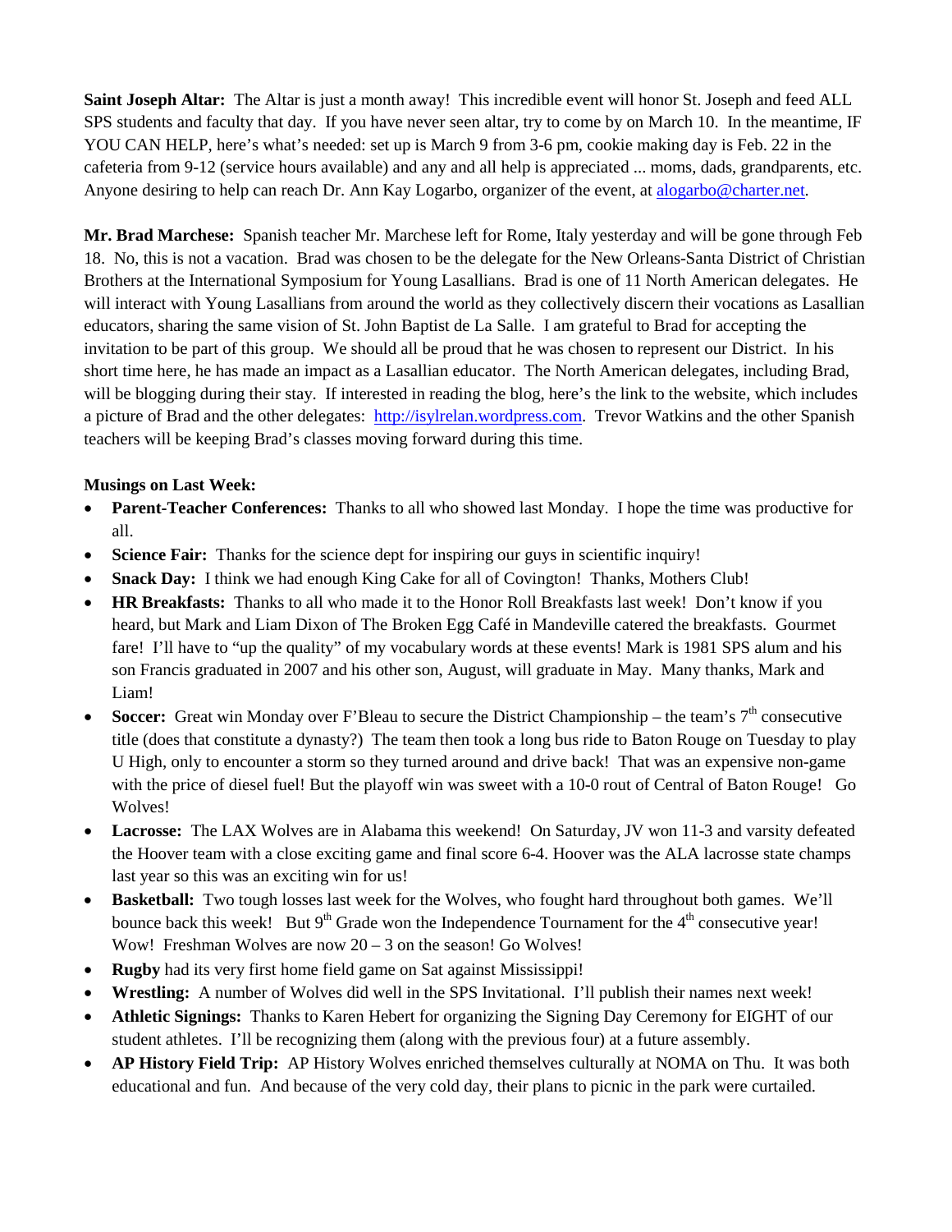**Saint Joseph Altar:** The Altar is just a month away! This incredible event will honor St. Joseph and feed ALL SPS students and faculty that day. If you have never seen altar, try to come by on March 10. In the meantime, IF YOU CAN HELP, here's what's needed: set up is March 9 from 3-6 pm, cookie making day is Feb. 22 in the cafeteria from 9-12 (service hours available) and any and all help is appreciated ... moms, dads, grandparents, etc. Anyone desiring to help can reach Dr. Ann Kay Logarbo, organizer of the event, at alogarbo@charter.net.

**Mr. Brad Marchese:** Spanish teacher Mr. Marchese left for Rome, Italy yesterday and will be gone through Feb 18. No, this is not a vacation. Brad was chosen to be the delegate for the New Orleans-Santa District of Christian Brothers at the International Symposium for Young Lasallians. Brad is one of 11 North American delegates. He will interact with Young Lasallians from around the world as they collectively discern their vocations as Lasallian educators, sharing the same vision of St. John Baptist de La Salle. I am grateful to Brad for accepting the invitation to be part of this group. We should all be proud that he was chosen to represent our District. In his short time here, he has made an impact as a Lasallian educator. The North American delegates, including Brad, will be blogging during their stay. If interested in reading the blog, here's the link to the website, which includes a picture of Brad and the other delegates: http://isylrelan.wordpress.com. Trevor Watkins and the other Spanish teachers will be keeping Brad's classes moving forward during this time.

**Musings on Last Week:**

- **Parent-Teacher Conferences:** Thanks to all who showed last Monday. I hope the time was productive for all.
- **Science Fair:** Thanks for the science dept for inspiring our guys in scientific inquiry!
- **Snack Day:** I think we had enough King Cake for all of Covington! Thanks, Mothers Club!
- **HR Breakfasts:** Thanks to all who made it to the Honor Roll Breakfasts last week! Don't know if you heard, but Mark and Liam Dixon of The Broken Egg Café in Mandeville catered the breakfasts. Gourmet fare! I'll have to "up the quality" of my vocabulary words at these events! Mark is 1981 SPS alum and his son Francis graduated in 2007 and his other son, August, will graduate in May. Many thanks, Mark and Liam!
- **Soccer:** Great win Monday over F'Bleau to secure the District Championship – the team's 7th consecutive title (does that constitute a dynasty?) The team then took a long bus ride to Baton Rouge on Tuesday to play U High, only to encounter a storm so they turned around and drive back! That was an expensive non-game with the price of diesel fuel! But the playoff win was sweet with a 10-0 rout of Central of Baton Rouge! Go Wolves!
- **Lacrosse:** The LAX Wolves are in Alabama this weekend! On Saturday, JV won 11-3 and varsity defeated the Hoover team with a close exciting game and final score 6-4. Hoover was the ALA lacrosse state champs last year so this was an exciting win for us!
- **Basketball:** Two tough losses last week for the Wolves, who fought hard throughout both games. We'll bounce back this week! But 9th Grade won the Independence Tournament for the 4th consecutive year! Wow! Freshman Wolves are now 20 – 3 on the season! Go Wolves!
- **Rugby** had its very first home field game on Sat against Mississippi!
- **Wrestling:** A number of Wolves did well in the SPS Invitational. I'll publish their names next week!
- **Athletic Signings:** Thanks to Karen Hebert for organizing the Signing Day Ceremony for EIGHT of our student athletes. I'll be recognizing them (along with the previous four) at a future assembly.
- **AP History Field Trip:** AP History Wolves enriched themselves culturally at NOMA on Thu. It was both educational and fun. And because of the very cold day, their plans to picnic in the park were curtailed.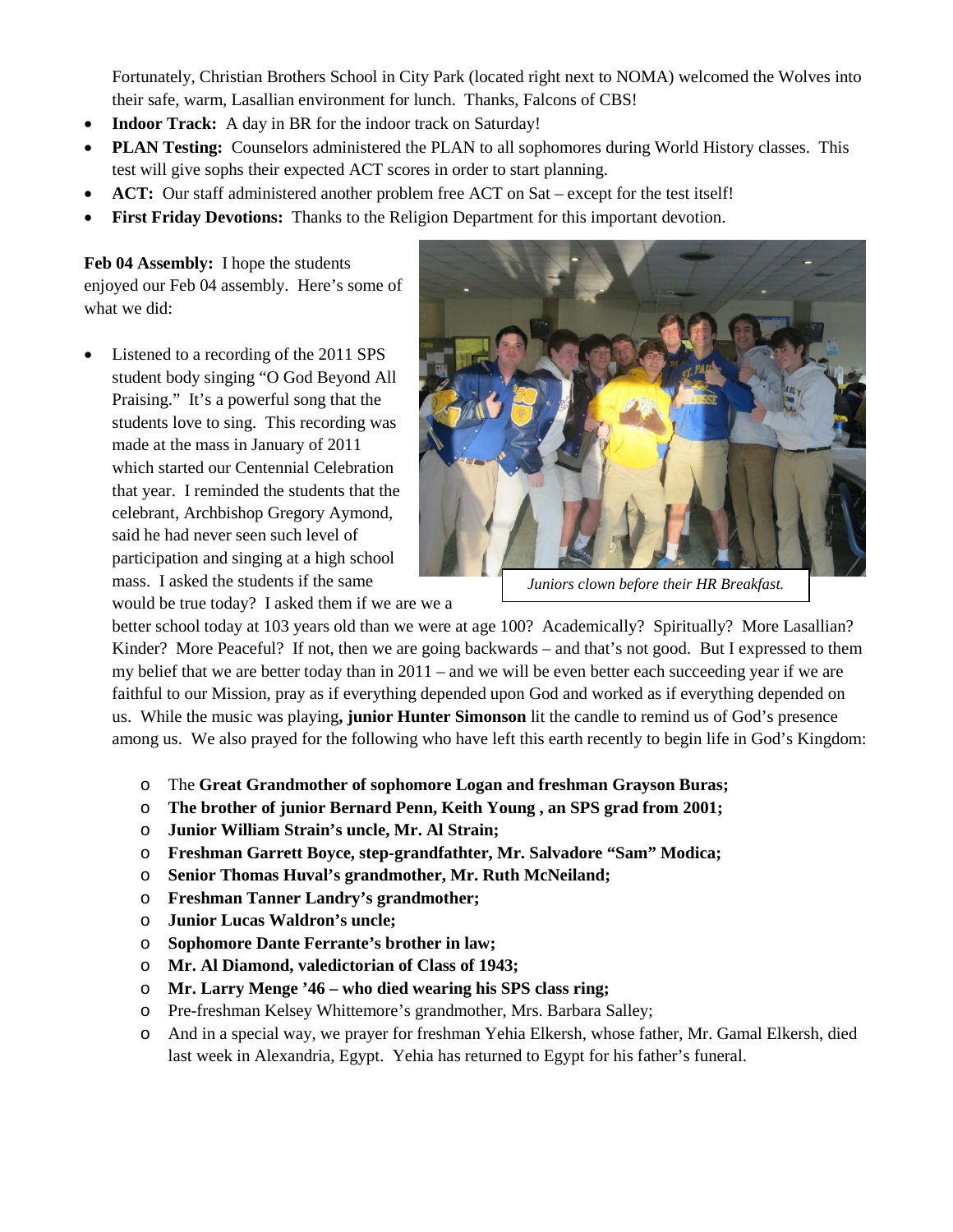Fortunately, Christian Brothers School in City Park (located right next to NOMA) welcomed the Wolves into their safe, warm, Lasallian environment for lunch. Thanks, Falcons of CBS!

- **Indoor Track:** A day in BR for the indoor track on Saturday!
- **PLAN Testing:** Counselors administered the PLAN to all sophomores during World History classes. This test will give sophs their expected ACT scores in order to start planning.
- **ACT:** Our staff administered another problem free ACT on Sat – except for the test itself!
- **First Friday Devotions:** Thanks to the Religion Department for this important devotion.

**Feb 04 Assembly:** I hope the students enjoyed our Feb 04 assembly. Here's some of what we did:

*Juniors clown before their HR Breakfast.*

- Listened to a recording of the 2011 SPS student body singing "O God Beyond All Praising." It's a powerful song that the students love to sing. This recording was made at the mass in January of 2011 which started our Centennial Celebration that year. I reminded the students that the celebrant, Archbishop Gregory Aymond, said he had never seen such level of participation and singing at a high school mass. I asked the students if the same would be true today? I asked them if we are we a better school today at 103 years old than we were at age 100? Academically? Spiritually? More Lasallian? Kinder? More Peaceful? If not, then we are going backwards – and that's not good. But I expressed to them my belief that we are better today than in 2011 – and we will be even better each succeeding year if we are faithful to our Mission, pray as if everything depended upon God and worked as if everything depended on us. While the music was playing**, junior Hunter Simonson** lit the candle to remind us of God's presence among us. We also prayed for the following who have left this earth recently to begin life in God's Kingdom:
  - The **Great Grandmother of sophomore Logan and freshman Grayson Buras;**
  - **The brother of junior Bernard Penn, Keith Young , an SPS grad from 2001;**
  - **Junior William Strain's uncle, Mr. Al Strain;**
  - **Freshman Garrett Boyce, step-grandfathter, Mr. Salvadore "Sam" Modica;**
  - **Senior Thomas Huval's grandmother, Mr. Ruth McNeiland;**
  - **Freshman Tanner Landry's grandmother;**
  - **Junior Lucas Waldron's uncle;**
  - **Sophomore Dante Ferrante's brother in law;**
  - **Mr. Al Diamond, valedictorian of Class of 1943;**
  - **Mr. Larry Menge '46 – who died wearing his SPS class ring;**
  - Pre-freshman Kelsey Whittemore's grandmother, Mrs. Barbara Salley;
  - And in a special way, we prayer for freshman Yehia Elkersh, whose father, Mr. Gamal Elkersh, died last week in Alexandria, Egypt. Yehia has returned to Egypt for his father's funeral.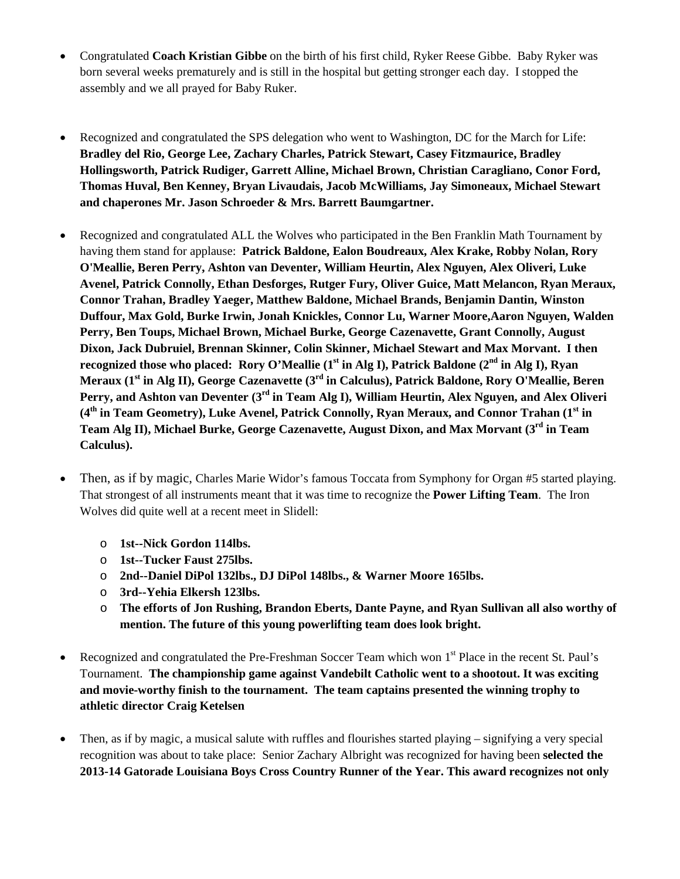- Congratulated **Coach Kristian Gibbe** on the birth of his first child, Ryker Reese Gibbe. Baby Ryker was born several weeks prematurely and is still in the hospital but getting stronger each day. I stopped the assembly and we all prayed for Baby Ruker.

- Recognized and congratulated the SPS delegation who went to Washington, DC for the March for Life: **Bradley del Rio, George Lee, Zachary Charles, Patrick Stewart, Casey Fitzmaurice, Bradley Hollingsworth, Patrick Rudiger, Garrett Alline, Michael Brown, Christian Caragliano, Conor Ford, Thomas Huval, Ben Kenney, Bryan Livaudais, Jacob McWilliams, Jay Simoneaux, Michael Stewart and chaperones Mr. Jason Schroeder & Mrs. Barrett Baumgartner.**

- Recognized and congratulated ALL the Wolves who participated in the Ben Franklin Math Tournament by having them stand for applause: **Patrick Baldone, Ealon Boudreaux, Alex Krake, Robby Nolan, Rory O'Meallie, Beren Perry, Ashton van Deventer, William Heurtin, Alex Nguyen, Alex Oliveri, Luke Avenel, Patrick Connolly, Ethan Desforges, Rutger Fury, Oliver Guice, Matt Melancon, Ryan Meraux, Connor Trahan, Bradley Yaeger, Matthew Baldone, Michael Brands, Benjamin Dantin, Winston Duffour, Max Gold, Burke Irwin, Jonah Knickles, Connor Lu, Warner Moore,Aaron Nguyen, Walden Perry, Ben Toups, Michael Brown, Michael Burke, George Cazenavette, Grant Connolly, August Dixon, Jack Dubruiel, Brennan Skinner, Colin Skinner, Michael Stewart and Max Morvant. I then recognized those who placed: Rory O'Meallie (1st in Alg I), Patrick Baldone (2nd in Alg I), Ryan Meraux (1st in Alg II), George Cazenavette (3rd in Calculus), Patrick Baldone, Rory O'Meallie, Beren Perry, and Ashton van Deventer (3rd in Team Alg I), William Heurtin, Alex Nguyen, and Alex Oliveri (4th in Team Geometry), Luke Avenel, Patrick Connolly, Ryan Meraux, and Connor Trahan (1st in Team Alg II), Michael Burke, George Cazenavette, August Dixon, and Max Morvant (3rd in Team Calculus).**

- Then, as if by magic, Charles Marie Widor's famous Toccata from Symphony for Organ #5 started playing. That strongest of all instruments meant that it was time to recognize the **Power Lifting Team**. The Iron Wolves did quite well at a recent meet in Slidell:

  - **1st--Nick Gordon 114lbs.**
  - **1st--Tucker Faust 275lbs.**
  - **2nd--Daniel DiPol 132lbs., DJ DiPol 148lbs., & Warner Moore 165lbs.**
  - **3rd--Yehia Elkersh 123lbs.**
  - **The efforts of Jon Rushing, Brandon Eberts, Dante Payne, and Ryan Sullivan all also worthy of mention. The future of this young powerlifting team does look bright.**

- Recognized and congratulated the Pre-Freshman Soccer Team which won 1st Place in the recent St. Paul's Tournament. **The championship game against Vandebilt Catholic went to a shootout. It was exciting and movie-worthy finish to the tournament. The team captains presented the winning trophy to athletic director Craig Ketelsen**

- Then, as if by magic, a musical salute with ruffles and flourishes started playing – signifying a very special recognition was about to take place: Senior Zachary Albright was recognized for having been **selected the 2013-14 Gatorade Louisiana Boys Cross Country Runner of the Year. This award recognizes not only**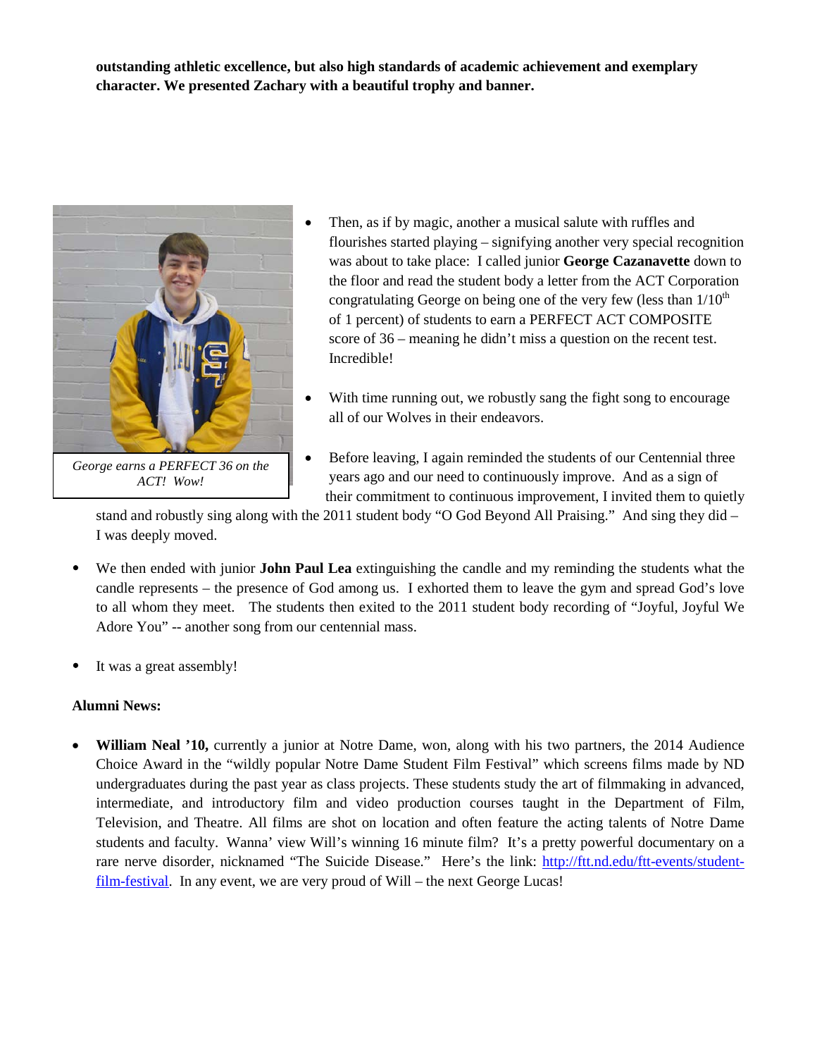**outstanding athletic excellence, but also high standards of academic achievement and exemplary character. We presented Zachary with a beautiful trophy and banner.**

*George earns a PERFECT 36 on the ACT! Wow!*

- Then, as if by magic, another a musical salute with ruffles and flourishes started playing – signifying another very special recognition was about to take place: I called junior **George Cazanavette** down to the floor and read the student body a letter from the ACT Corporation congratulating George on being one of the very few (less than 1/10$^{th}$ of 1 percent) of students to earn a PERFECT ACT COMPOSITE score of 36 – meaning he didn't miss a question on the recent test. Incredible!

- With time running out, we robustly sang the fight song to encourage all of our Wolves in their endeavors.

- Before leaving, I again reminded the students of our Centennial three years ago and our need to continuously improve. And as a sign of their commitment to continuous improvement, I invited them to quietly stand and robustly sing along with the 2011 student body "O God Beyond All Praising." And sing they did – I was deeply moved.

- We then ended with junior **John Paul Lea** extinguishing the candle and my reminding the students what the candle represents – the presence of God among us. I exhorted them to leave the gym and spread God's love to all whom they meet. The students then exited to the 2011 student body recording of "Joyful, Joyful We Adore You" -- another song from our centennial mass.

- It was a great assembly!

**Alumni News:**

- **William Neal '10,** currently a junior at Notre Dame, won, along with his two partners, the 2014 Audience Choice Award in the "wildly popular Notre Dame Student Film Festival" which screens films made by ND undergraduates during the past year as class projects. These students study the art of filmmaking in advanced, intermediate, and introductory film and video production courses taught in the Department of Film, Television, and Theatre. All films are shot on location and often feature the acting talents of Notre Dame students and faculty. Wanna' view Will's winning 16 minute film? It's a pretty powerful documentary on a rare nerve disorder, nicknamed "The Suicide Disease." Here's the link: [http://ftt.nd.edu/ftt-events/student-film-festival](http://ftt.nd.edu/ftt-events/student-film-festival). In any event, we are very proud of Will – the next George Lucas!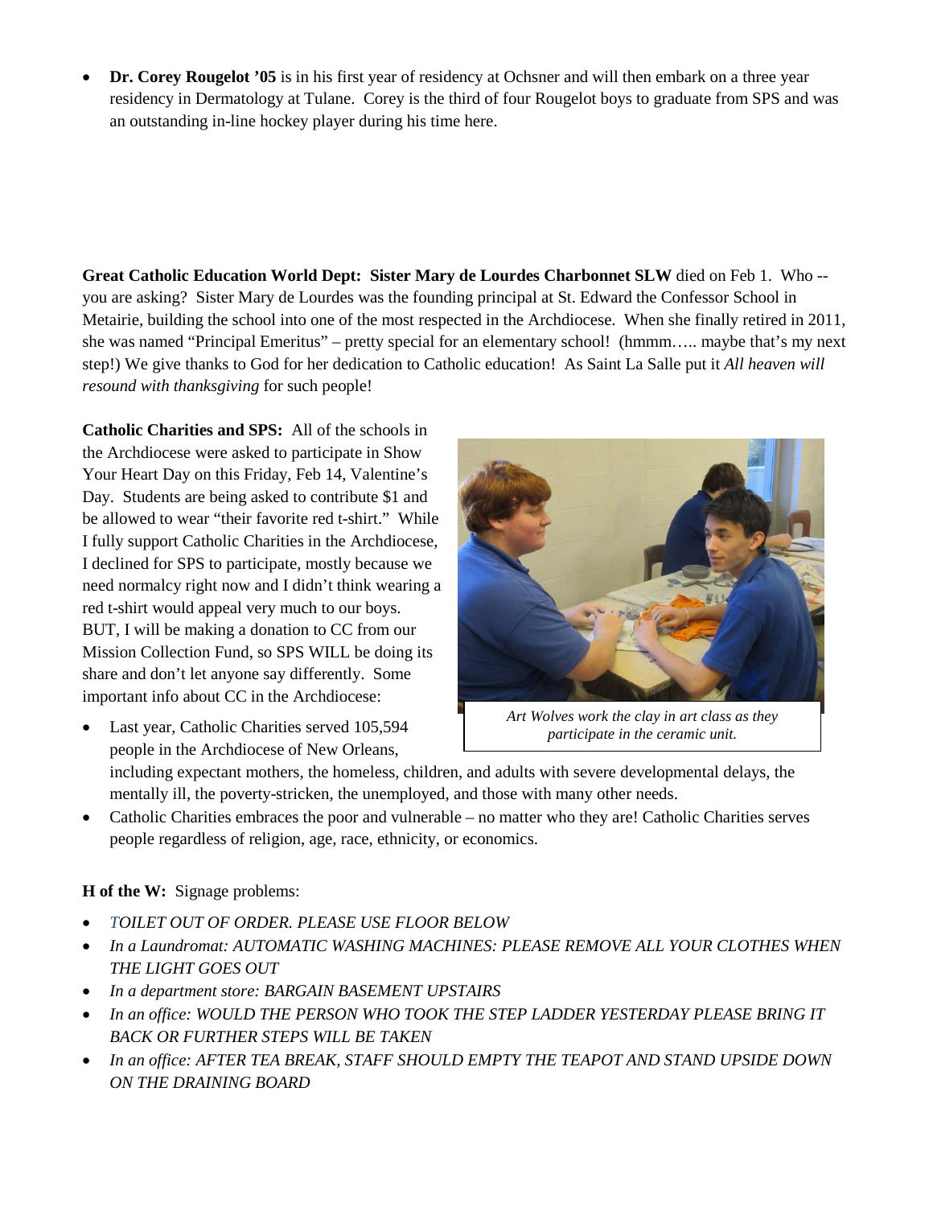- **Dr. Corey Rougelot '05** is in his first year of residency at Ochsner and will then embark on a three year residency in Dermatology at Tulane. Corey is the third of four Rougelot boys to graduate from SPS and was an outstanding in-line hockey player during his time here.

**Great Catholic Education World Dept: Sister Mary de Lourdes Charbonnet SLW** died on Feb 1. Who -- you are asking? Sister Mary de Lourdes was the founding principal at St. Edward the Confessor School in Metairie, building the school into one of the most respected in the Archdiocese. When she finally retired in 2011, she was named "Principal Emeritus" – pretty special for an elementary school! (hmmm….. maybe that's my next step!) We give thanks to God for her dedication to Catholic education! As Saint La Salle put it *All heaven will resound with thanksgiving* for such people!

**Catholic Charities and SPS:** All of the schools in the Archdiocese were asked to participate in Show Your Heart Day on this Friday, Feb 14, Valentine's Day. Students are being asked to contribute $1 and be allowed to wear "their favorite red t-shirt." While I fully support Catholic Charities in the Archdiocese, I declined for SPS to participate, mostly because we need normalcy right now and I didn't think wearing a red t-shirt would appeal very much to our boys. BUT, I will be making a donation to CC from our Mission Collection Fund, so SPS WILL be doing its share and don't let anyone say differently. Some important info about CC in the Archdiocese:

*Art Wolves work the clay in art class as they participate in the ceramic unit.*

- Last year, Catholic Charities served 105,594 people in the Archdiocese of New Orleans, including expectant mothers, the homeless, children, and adults with severe developmental delays, the mentally ill, the poverty-stricken, the unemployed, and those with many other needs.
- Catholic Charities embraces the poor and vulnerable – no matter who they are! Catholic Charities serves people regardless of religion, age, race, ethnicity, or economics.

**H of the W:** Signage problems:

- *TOILET OUT OF ORDER. PLEASE USE FLOOR BELOW*
- *In a Laundromat: AUTOMATIC WASHING MACHINES: PLEASE REMOVE ALL YOUR CLOTHES WHEN THE LIGHT GOES OUT*
- *In a department store: BARGAIN BASEMENT UPSTAIRS*
- *In an office: WOULD THE PERSON WHO TOOK THE STEP LADDER YESTERDAY PLEASE BRING IT BACK OR FURTHER STEPS WILL BE TAKEN*
- *In an office: AFTER TEA BREAK, STAFF SHOULD EMPTY THE TEAPOT AND STAND UPSIDE DOWN ON THE DRAINING BOARD*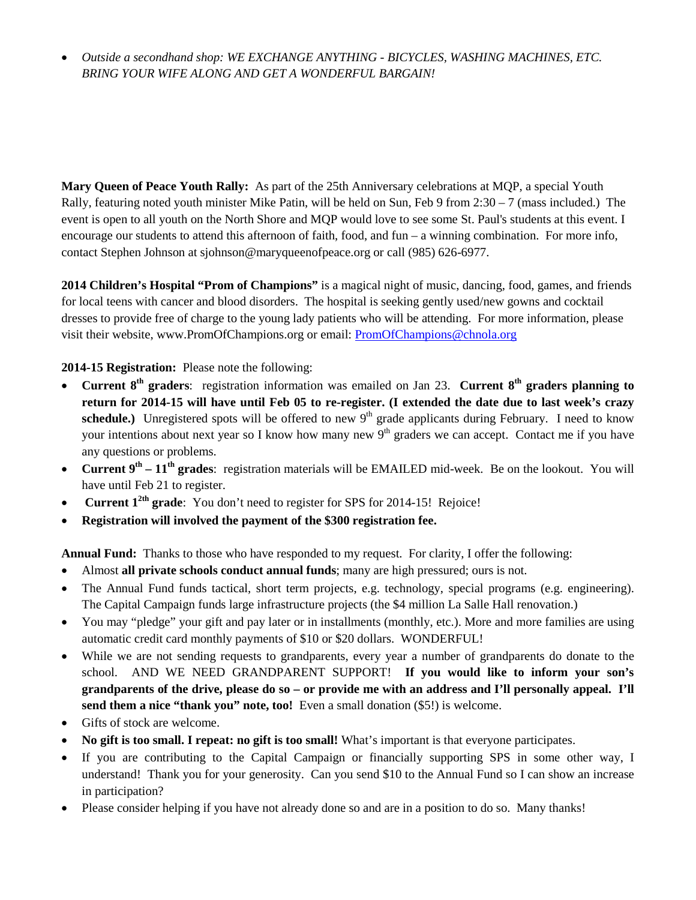- *Outside a secondhand shop: WE EXCHANGE ANYTHING - BICYCLES, WASHING MACHINES, ETC. BRING YOUR WIFE ALONG AND GET A WONDERFUL BARGAIN!*

**Mary Queen of Peace Youth Rally:** As part of the 25th Anniversary celebrations at MQP, a special Youth Rally, featuring noted youth minister Mike Patin, will be held on Sun, Feb 9 from 2:30 – 7 (mass included.) The event is open to all youth on the North Shore and MQP would love to see some St. Paul's students at this event. I encourage our students to attend this afternoon of faith, food, and fun – a winning combination. For more info, contact Stephen Johnson at sjohnson@maryqueenofpeace.org or call (985) 626-6977.

**2014 Children's Hospital "Prom of Champions"** is a magical night of music, dancing, food, games, and friends for local teens with cancer and blood disorders. The hospital is seeking gently used/new gowns and cocktail dresses to provide free of charge to the young lady patients who will be attending. For more information, please visit their website, www.PromOfChampions.org or email: PromOfChampions@chnola.org

**2014-15 Registration:** Please note the following:

- **Current 8th graders**: registration information was emailed on Jan 23. **Current 8th graders planning to return for 2014-15 will have until Feb 05 to re-register. (I extended the date due to last week's crazy schedule.)** Unregistered spots will be offered to new 9th grade applicants during February. I need to know your intentions about next year so I know how many new 9th graders we can accept. Contact me if you have any questions or problems.
- **Current 9th – 11th grades**: registration materials will be EMAILED mid-week. Be on the lookout. You will have until Feb 21 to register.
- **Current 12th grade**: You don't need to register for SPS for 2014-15! Rejoice!
- **Registration will involved the payment of the $300 registration fee.**

**Annual Fund:** Thanks to those who have responded to my request. For clarity, I offer the following:

- Almost **all private schools conduct annual funds**; many are high pressured; ours is not.
- The Annual Fund funds tactical, short term projects, e.g. technology, special programs (e.g. engineering). The Capital Campaign funds large infrastructure projects (the $4 million La Salle Hall renovation.)
- You may "pledge" your gift and pay later or in installments (monthly, etc.). More and more families are using automatic credit card monthly payments of $10 or $20 dollars. WONDERFUL!
- While we are not sending requests to grandparents, every year a number of grandparents do donate to the school. AND WE NEED GRANDPARENT SUPPORT! **If you would like to inform your son's grandparents of the drive, please do so – or provide me with an address and I'll personally appeal. I'll send them a nice "thank you" note, too!** Even a small donation ($5!) is welcome.
- Gifts of stock are welcome.
- **No gift is too small. I repeat: no gift is too small!** What's important is that everyone participates.
- If you are contributing to the Capital Campaign or financially supporting SPS in some other way, I understand! Thank you for your generosity. Can you send $10 to the Annual Fund so I can show an increase in participation?
- Please consider helping if you have not already done so and are in a position to do so. Many thanks!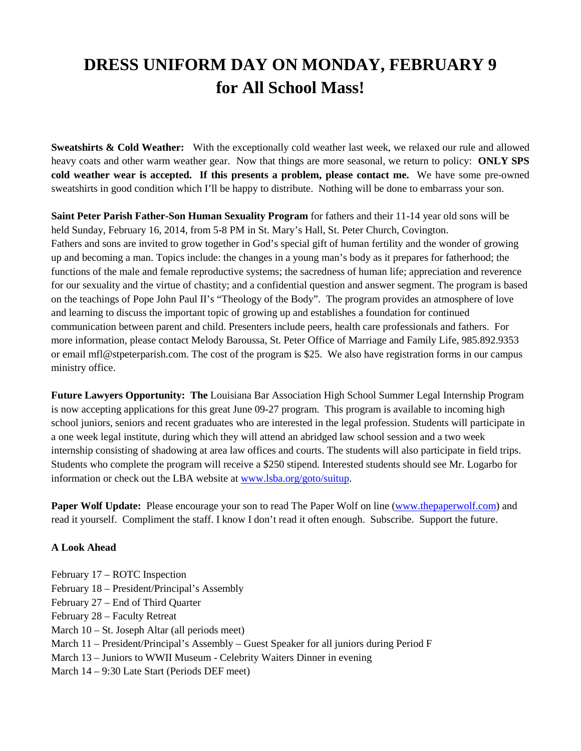# DRESS UNIFORM DAY ON MONDAY, FEBRUARY 9 for All School Mass!

**Sweatshirts & Cold Weather:** With the exceptionally cold weather last week, we relaxed our rule and allowed heavy coats and other warm weather gear. Now that things are more seasonal, we return to policy: **ONLY SPS cold weather wear is accepted. If this presents a problem, please contact me.** We have some pre-owned sweatshirts in good condition which I'll be happy to distribute. Nothing will be done to embarrass your son.

**Saint Peter Parish Father-Son Human Sexuality Program** for fathers and their 11-14 year old sons will be held Sunday, February 16, 2014, from 5-8 PM in St. Mary's Hall, St. Peter Church, Covington. Fathers and sons are invited to grow together in God's special gift of human fertility and the wonder of growing up and becoming a man. Topics include: the changes in a young man's body as it prepares for fatherhood; the functions of the male and female reproductive systems; the sacredness of human life; appreciation and reverence for our sexuality and the virtue of chastity; and a confidential question and answer segment. The program is based on the teachings of Pope John Paul II's "Theology of the Body". The program provides an atmosphere of love and learning to discuss the important topic of growing up and establishes a foundation for continued communication between parent and child. Presenters include peers, health care professionals and fathers. For more information, please contact Melody Baroussa, St. Peter Office of Marriage and Family Life, 985.892.9353 or email mfl@stpeterparish.com. The cost of the program is $25. We also have registration forms in our campus ministry office.

**Future Lawyers Opportunity: The** Louisiana Bar Association High School Summer Legal Internship Program is now accepting applications for this great June 09-27 program. This program is available to incoming high school juniors, seniors and recent graduates who are interested in the legal profession. Students will participate in a one week legal institute, during which they will attend an abridged law school session and a two week internship consisting of shadowing at area law offices and courts. The students will also participate in field trips. Students who complete the program will receive a $250 stipend. Interested students should see Mr. Logarbo for information or check out the LBA website at www.lsba.org/goto/suitup.

**Paper Wolf Update:** Please encourage your son to read The Paper Wolf on line (www.thepaperwolf.com) and read it yourself. Compliment the staff. I know I don't read it often enough. Subscribe. Support the future.

**A Look Ahead**

February 17 – ROTC Inspection
February 18 – President/Principal's Assembly
February 27 – End of Third Quarter
February 28 – Faculty Retreat
March 10 – St. Joseph Altar (all periods meet)
March 11 – President/Principal's Assembly – Guest Speaker for all juniors during Period F
March 13 – Juniors to WWII Museum - Celebrity Waiters Dinner in evening
March 14 – 9:30 Late Start (Periods DEF meet)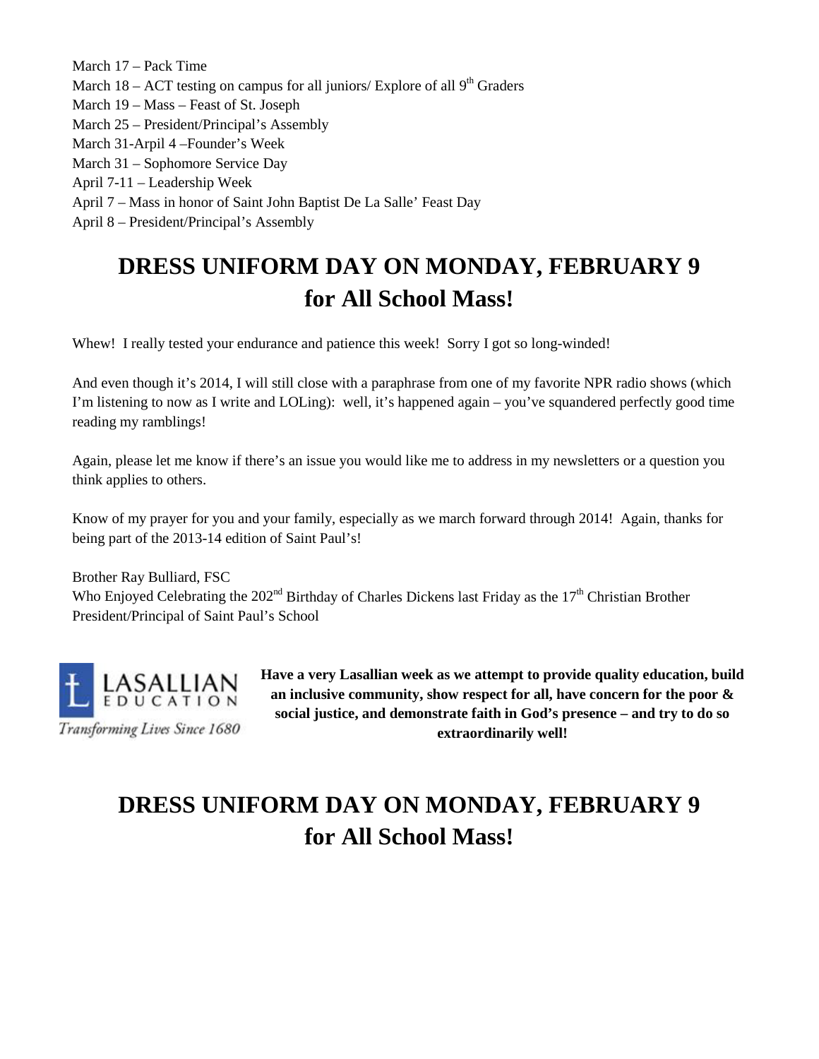March 17 – Pack Time
March 18 – ACT testing on campus for all juniors/ Explore of all 9th Graders
March 19 – Mass – Feast of St. Joseph
March 25 – President/Principal's Assembly
March 31-Arpil 4 –Founder's Week
March 31 – Sophomore Service Day
April 7-11 – Leadership Week
April 7 – Mass in honor of Saint John Baptist De La Salle' Feast Day
April 8 – President/Principal's Assembly

## DRESS UNIFORM DAY ON MONDAY, FEBRUARY 9 for All School Mass!

Whew! I really tested your endurance and patience this week! Sorry I got so long-winded!

And even though it's 2014, I will still close with a paraphrase from one of my favorite NPR radio shows (which I'm listening to now as I write and LOLing): well, it's happened again – you've squandered perfectly good time reading my ramblings!

Again, please let me know if there's an issue you would like me to address in my newsletters or a question you think applies to others.

Know of my prayer for you and your family, especially as we march forward through 2014! Again, thanks for being part of the 2013-14 edition of Saint Paul's!

Brother Ray Bulliard, FSC
Who Enjoyed Celebrating the 202nd Birthday of Charles Dickens last Friday as the 17th Christian Brother President/Principal of Saint Paul's School

LASALLIAN EDUCATION
*Transforming Lives Since 1680*

**Have a very Lasallian week as we attempt to provide quality education, build an inclusive community, show respect for all, have concern for the poor & social justice, and demonstrate faith in God's presence – and try to do so extraordinarily well!**

## DRESS UNIFORM DAY ON MONDAY, FEBRUARY 9 for All School Mass!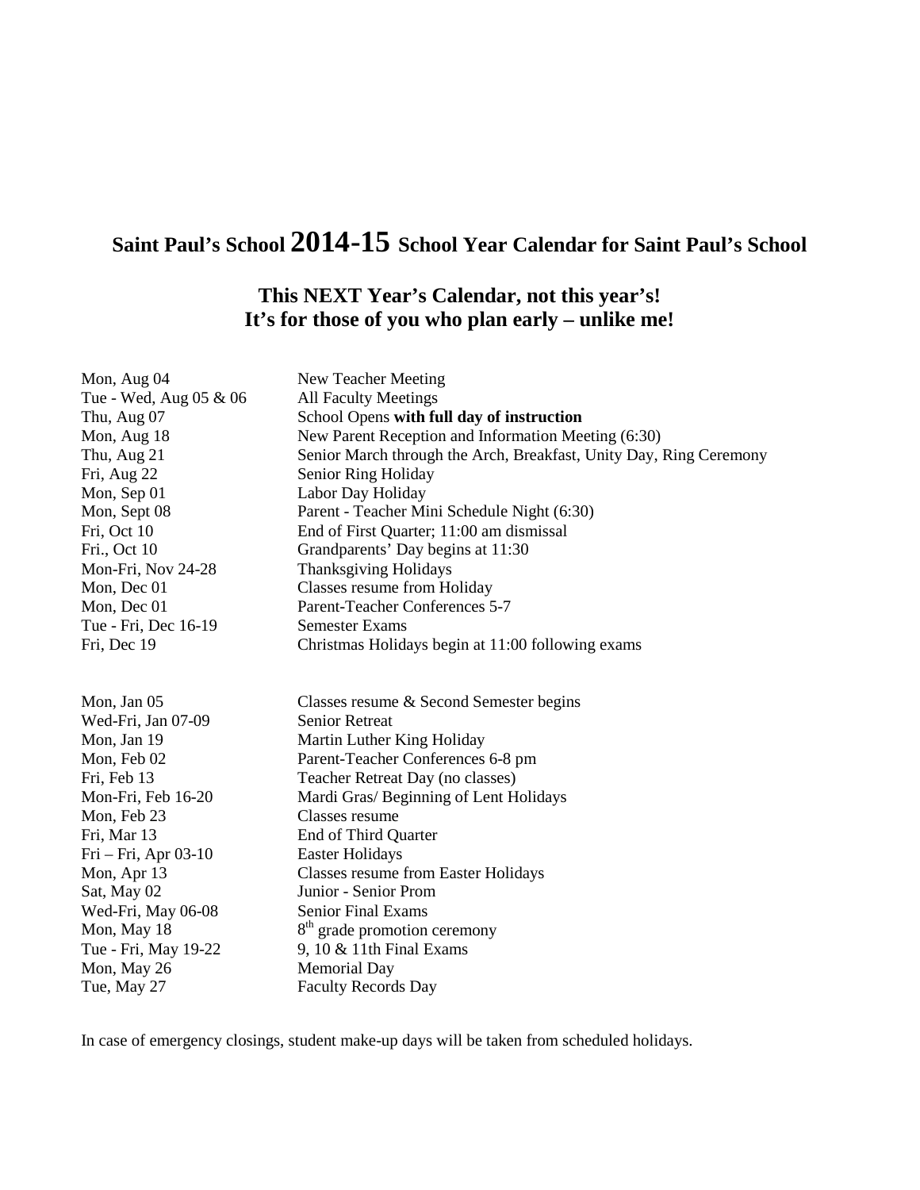# Saint Paul's School 2014-15 School Year Calendar for Saint Paul's School

## This NEXT Year's Calendar, not this year's!
## It's for those of you who plan early – unlike me!

| | |
|---|---|
| Mon, Aug 04 | New Teacher Meeting |
| Tue - Wed, Aug 05 & 06 | All Faculty Meetings |
| Thu, Aug 07 | School Opens **with full day of instruction** |
| Mon, Aug 18 | New Parent Reception and Information Meeting (6:30) |
| Thu, Aug 21 | Senior March through the Arch, Breakfast, Unity Day, Ring Ceremony |
| Fri, Aug 22 | Senior Ring Holiday |
| Mon, Sep 01 | Labor Day Holiday |
| Mon, Sept 08 | Parent - Teacher Mini Schedule Night (6:30) |
| Fri, Oct 10 | End of First Quarter; 11:00 am dismissal |
| Fri., Oct 10 | Grandparents' Day begins at 11:30 |
| Mon-Fri, Nov 24-28 | Thanksgiving Holidays |
| Mon, Dec 01 | Classes resume from Holiday |
| Mon, Dec 01 | Parent-Teacher Conferences 5-7 |
| Tue - Fri, Dec 16-19 | Semester Exams |
| Fri, Dec 19 | Christmas Holidays begin at 11:00 following exams |

| | |
|---|---|
| Mon, Jan 05 | Classes resume & Second Semester begins |
| Wed-Fri, Jan 07-09 | Senior Retreat |
| Mon, Jan 19 | Martin Luther King Holiday |
| Mon, Feb 02 | Parent-Teacher Conferences 6-8 pm |
| Fri, Feb 13 | Teacher Retreat Day (no classes) |
| Mon-Fri, Feb 16-20 | Mardi Gras/ Beginning of Lent Holidays |
| Mon, Feb 23 | Classes resume |
| Fri, Mar 13 | End of Third Quarter |
| Fri – Fri, Apr 03-10 | Easter Holidays |
| Mon, Apr 13 | Classes resume from Easter Holidays |
| Sat, May 02 | Junior - Senior Prom |
| Wed-Fri, May 06-08 | Senior Final Exams |
| Mon, May 18 | 8th grade promotion ceremony |
| Tue - Fri, May 19-22 | 9, 10 & 11th Final Exams |
| Mon, May 26 | Memorial Day |
| Tue, May 27 | Faculty Records Day |

In case of emergency closings, student make-up days will be taken from scheduled holidays.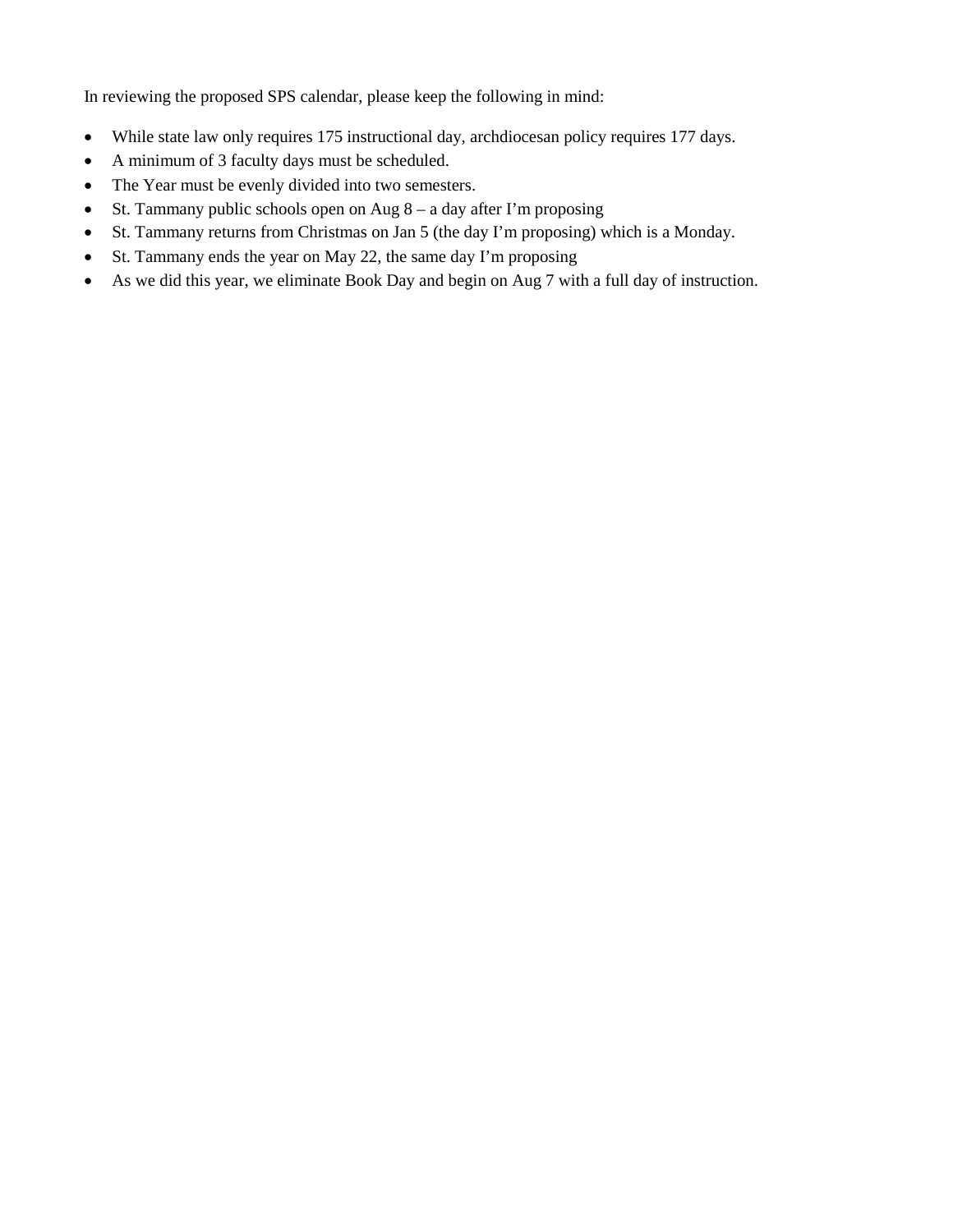In reviewing the proposed SPS calendar, please keep the following in mind:

- While state law only requires 175 instructional day, archdiocesan policy requires 177 days.
- A minimum of 3 faculty days must be scheduled.
- The Year must be evenly divided into two semesters.
- St. Tammany public schools open on Aug 8 – a day after I'm proposing
- St. Tammany returns from Christmas on Jan 5 (the day I'm proposing) which is a Monday.
- St. Tammany ends the year on May 22, the same day I'm proposing
- As we did this year, we eliminate Book Day and begin on Aug 7 with a full day of instruction.